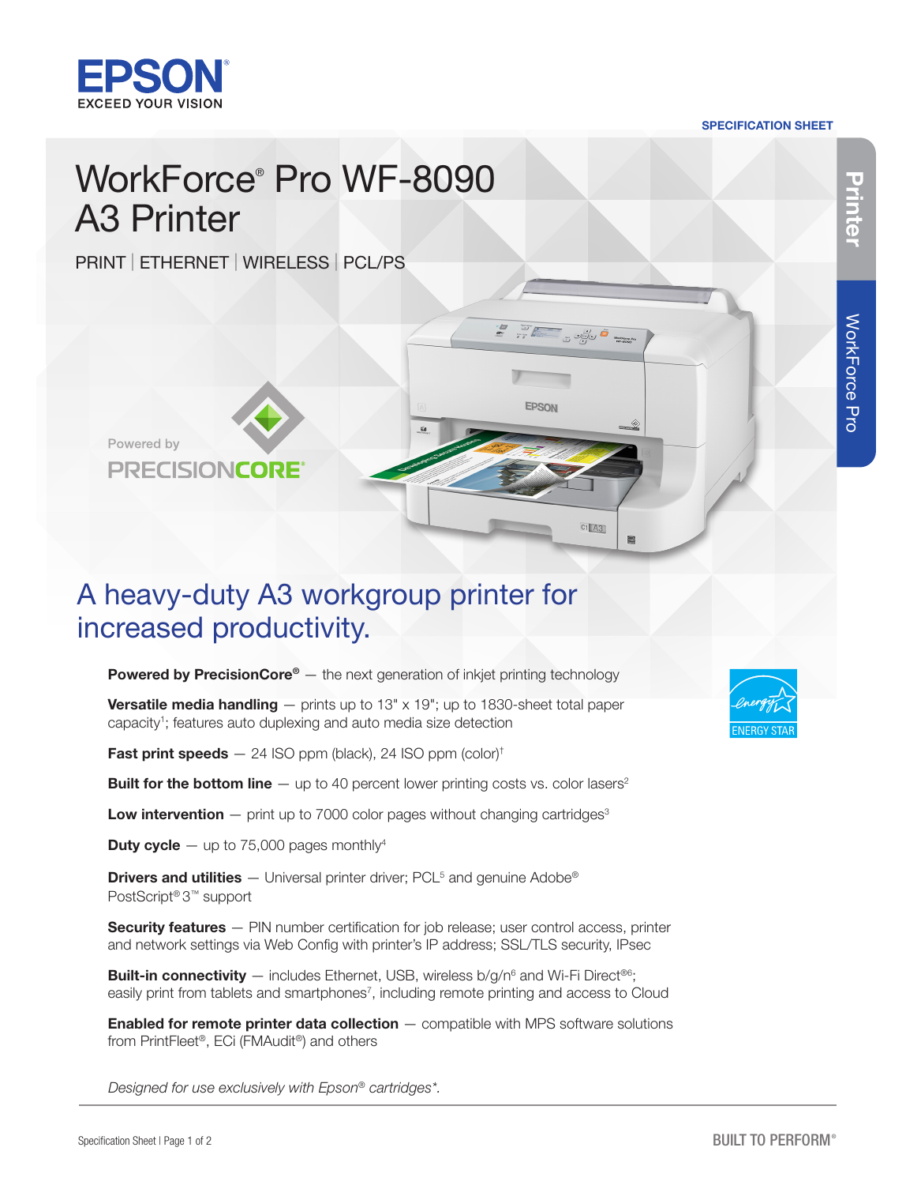SPECIFICATION SHEET

# WorkForce® Pro WF-8090 A3 Printer

PRINT | ETHERNET | WIRELESS | PCL/PS

Powered by PRECISIONCORE®

## A heavy-duty A3 workgroup printer for increased productivity.

**Powered by PrecisionCore®** — the next generation of inkjet printing technology

**Versatile media handling** — prints up to 13" x 19"; up to 1830-sheet total paper capacity[1]; features auto duplexing and auto media size detection

**Fast print speeds** — 24 ISO ppm (black), 24 ISO ppm (color)[†]

**Built for the bottom line** — up to 40 percent lower printing costs vs. color lasers[2]

**Low intervention** — print up to 7000 color pages without changing cartridges[3]

**Duty cycle** — up to 75,000 pages monthly[4]

**Drivers and utilities** — Universal printer driver; PCL[5] and genuine Adobe® PostScript® 3™ support

**Security features** — PIN number certification for job release; user control access, printer and network settings via Web Config with printer's IP address; SSL/TLS security, IPsec

**Built-in connectivity** — includes Ethernet, USB, wireless b/g/n[6] and Wi-Fi Direct®[6]; easily print from tablets and smartphones[7], including remote printing and access to Cloud

**Enabled for remote printer data collection** — compatible with MPS software solutions from PrintFleet®, ECi (FMAudit®) and others

*Designed for use exclusively with Epson® cartridges\*.*

BUILT TO PERFORM®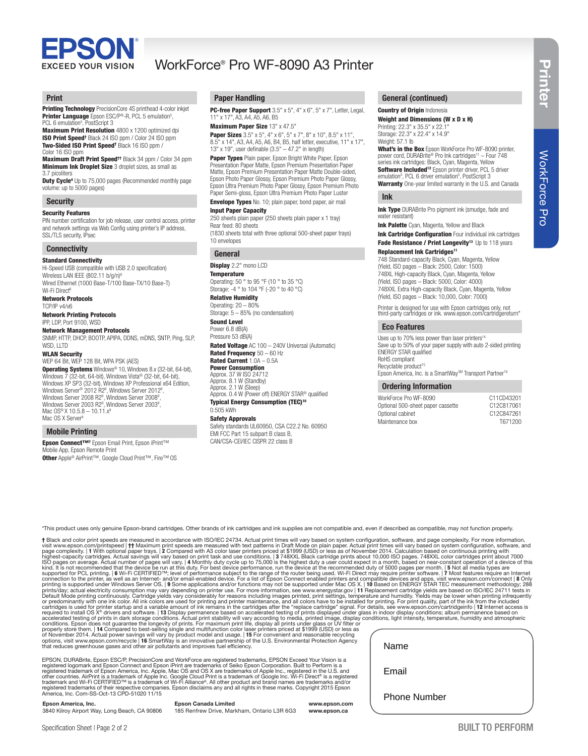# WorkForce® Pro WF-8090 A3 Printer

## Print

**Printing Technology** PrecisionCore 4S printhead 4-color inkjet
**Printer Language** Epson ESC/P®-R, PCL 5 emulation[5], PCL 6 emulation[5], PostScript 3
**Maximum Print Resolution** 4800 x 1200 optimized dpi
**ISO Print Speed**† Black 24 ISO ppm / Color 24 ISO ppm
**Two-Sided ISO Print Speed**† Black 16 ISO ppm / Color 16 ISO ppm
**Maximum Draft Print Speed**†† Black 34 ppm / Color 34 ppm
**Minimum Ink Droplet Size** 3 droplet sizes, as small as 3.7 picoliters
**Duty Cycle**[4] Up to 75,000 pages (Recommended monthly page volume: up to 5000 pages)

## Security

**Security Features**
PIN number certification for job release, user control access, printer and network settings via Web Config using printer's IP address, SSL/TLS security, IPsec

## Connectivity

**Standard Connectivity**
Hi-Speed USB (compatible with USB 2.0 specification)
Wireless LAN IEEE (802.11 b/g/n)[6]
Wired Ethernet (1000 Base-T/100 Base-T)
Wi-Fi Direct[6]

**Network Protocols**
TCP/IP v4/v6

**Network Printing Protocols**
IPP, LDP, Port 9100, WSD

**Network Management Protocols**
SNMP, HTTP, DHCP, BOOTP, APIPA, DDNS, mDNS, SNTP, Ping, SLP, WSD, LLTD

**WLAN Security**
WEP 64 Bit, WEP 128 Bit, WPA PSK (AES)

**Operating Systems** Windows® 10, Windows 8.x (32-bit, 64-bit), Windows 7 (32-bit, 64-bit), Windows Vista® (32-bit, 64-bit), Windows XP SP3 (32-bit), Windows XP Professional x64 Edition, Windows Server® 2012 R2[8], Windows Server 2012[8], Windows Server 2008 R2[8], Windows Server 2008[8], Windows Server 2003 R2[8], Windows Server 2003[8], Mac OS® X 10.5.8 – 10.11.x[9]
Mac OS X Server[9]

## Mobile Printing

**Epson Connect™**[7] Epson Email Print, Epson iPrint™ Mobile App, Epson Remote Print
**Other** Apple® AirPrint™, Google Cloud Print™, Fire™ OS

## Paper Handling

**PC-free Paper Support** 3.5" x 5", 4" x 6", 5" x 7", Letter, Legal, 11" x 17", A3, A4, A5, A6, B5

**Maximum Paper Size** 13" x 47.5"

**Paper Sizes** 3.5" x 5", 4" x 6", 5" x 7", 8" x 10", 8.5" x 11", 8.5" x 14", A3, A4, A5, A6, B4, B5, half letter, executive, 11" x 17", 13" x 19", user definable (3.5" – 47.2" in length)

**Paper Types** Plain paper, Epson Bright White Paper, Epson Presentation Paper Matte, Epson Premium Presentation Paper Matte, Epson Premium Presentation Paper Matte Double-sided, Epson Photo Paper Glossy, Epson Premium Photo Paper Glossy, Epson Ultra Premium Photo Paper Glossy, Epson Premium Photo Paper Semi-gloss, Epson Ultra Premium Photo Paper Luster

**Envelope Types** No. 10; plain paper, bond paper, air mail

**Input Paper Capacity**
250 sheets plain paper (250 sheets plain paper x 1 tray)
Rear feed: 80 sheets
(1830 sheets total with three optional 500-sheet paper trays)
10 envelopes

## General

**Display** 2.2" mono LCD

**Temperature**
Operating: 50 ° to 95 °F (10 ° to 35 °C)
Storage: -4 ° to 104 °F (-20 ° to 40 °C)

**Relative Humidity**
Operating: 20 – 80%
Storage: 5 – 85% (no condensation)

**Sound Level**
Power 6.8 dB(A)
Pressure 53 dB(A)

**Rated Voltage** AC 100 – 240V Universal (Automatic)
**Rated Frequency** 50 – 60 Hz
**Rated Current** 1.0A – 0.5A
**Power Consumption**
Approx. 37 W ISO 24712
Approx. 8.1 W (Standby)
Approx. 2.1 W (Sleep)
Approx. 0.4 W (Power off) ENERGY STAR® qualified

**Typical Energy Consumption (TEC)**[10]
0.505 kWh

**Safety Approvals**
Safety standards UL60950, CSA C22.2 No. 60950
EMI FCC Part 15 subpart B class B, CAN/CSA-CEI/IEC CISPR 22 class B

## General (continued)

**Country of Origin** Indonesia

**Weight and Dimensions (W x D x H)**
Printing: 22.3" x 35.5" x 22.1"
Storage: 22.3" x 22.4" x 14.9"
Weight: 57.1 lb

**What's in the Box** Epson WorkForce Pro WF-8090 printer, power cord, DURABrite® Pro ink cartridges[11] – Four 748 series ink cartridges: Black, Cyan, Magenta, Yellow
**Software Included**[12] Epson printer driver, PCL 5 driver emulation[5], PCL 6 driver emulation[5], PostScript 3
**Warranty** One-year limited warranty in the U.S. and Canada

## Ink

**Ink Type** DURABrite Pro pigment ink (smudge, fade and water resistant)

**Ink Palette** Cyan, Magenta, Yellow and Black

**Ink Cartridge Configuration** Four individual ink cartridges

**Fade Resistance / Print Longevity**[13] Up to 118 years

**Replacement Ink Cartridges**[11]
748 Standard-capacity Black, Cyan, Magenta, Yellow
(Yield, ISO pages – Black: 2500, Color: 1500)
748XL High-capacity Black, Cyan, Magenta, Yellow
(Yield, ISO pages – Black: 5000, Color: 4000)
748XXL Extra High-capacity Black, Cyan, Magenta, Yellow
(Yield, ISO pages – Black: 10,000, Color: 7000)

Printer is designed for use with Epson cartridges only, not third-party cartridges or ink. www.epson.com/cartridgereturn*

## Eco Features

Uses up to 70% less power than laser printers[14]
Save up to 50% of your paper supply with auto 2-sided printing
ENERGY STAR qualified
RoHS compliant
Recyclable product[15]
Epson America, Inc. is a SmartWay℠ Transport Partner[16]

## Ordering Information

| | |
|---|---|
| WorkForce Pro WF-8090 | C11CD43201 |
| Optional 500-sheet paper cassette | C12C817061 |
| Optional cabinet | C12C847261 |
| Maintenance box | T671200 |

*This product uses only genuine Epson-brand cartridges. Other brands of ink cartridges and ink supplies are not compatible and, even if described as compatible, may not function properly.

† Black and color print speeds are measured in accordance with ISO/IEC 24734. Actual print times will vary based on system configuration, software, and page complexity. For more information, visit www.epson.com/printspeed | †† Maximum print speeds are measured with text patterns in Draft Mode on plain paper. Actual print times will vary based on system configuration, software, and page complexity. | **1** With optional paper trays. | **2** Compared with A3 color laser printers priced at $1999 (USD) or less as of November 2014. Calculation based on continuous printing with highest-capacity cartridges. Actual savings will vary based on print task and use conditions. | **3** 748XXL Black cartridge prints about 10,000 ISO pages. 748XXL color cartridges print about 7000 ISO pages on average. Actual number of pages will vary. | **4** Monthly duty cycle up to 75,000 is the highest duty a user could expect in a month, based on near-constant operation of a device of this kind. It is not recommended that the device be run at this duty. For best device performance, run the device at the recommended duty of 5000 pages per month. | **5** Not all media types are supported for PCL printing. | **6** Wi-Fi CERTIFIED™; level of performance subject to the range of the router being used. Wi-Fi Direct may require printer software. | **7** Most features require an Internet connection to the printer, as well as an Internet- and/or email-enabled device. For a list of Epson Connect enabled printers and compatible devices and apps, visit www.epson.com/connect | **8** Only printing is supported under Windows Server OS. | **9** Some applications and/or functions may not be supported under Mac OS X. | **10** Based on ENERGY STAR TEC measurement methodology; 288 prints/day; actual electricity consumption may vary depending on printer use. For more information, see www.energystar.gov | **11** Replacement cartridge yields are based on ISO/IEC 24711 tests in Default Mode printing continuously. Cartridge yields vary considerably for reasons including images printed, print settings, temperature and humidity. Yields may be lower when printing infrequently or predominantly with one ink color. All ink colors are used for printing and printer maintenance, and all colors have to be installed for printing. For print quality, part of the ink from the included cartridges is used for printer startup and a variable amount of ink remains in the cartridges after the "replace cartridge" signal. For details, see www.epson.com/cartridgeinfo | **12** Internet access is required to install OS X® drivers and software. | **13** Display permanence based on accelerated testing of prints displayed under glass in indoor display conditions; album permanence based on accelerated testing of prints in dark storage conditions. Actual print stability will vary according to media, printed image, display conditions, light intensity, temperature, humidity and atmospheric conditions. Epson does not guarantee the longevity of prints. For maximum print life, display all prints under glass or UV filter or properly store them. | **14** Compared to best-selling single and multifunction color laser printers priced at $1999 (USD) or less as of November 2014. Actual power savings will vary by product model and usage. | **15** For convenient and reasonable recycling options, visit www.epson.com/recycle | **16** SmartWay is an innovative partnership of the U.S. Environmental Protection Agency that reduces greenhouse gases and other air pollutants and improves fuel efficiency.

EPSON, DURABrite, Epson ESC/P, PrecisionCore and WorkForce are registered trademarks, EPSON Exceed Your Vision is a registered logomark and Epson Connect and Epson iPrint are trademarks of Seiko Epson Corporation. Built to Perform is a registered trademark of Epson America, Inc. Apple, Mac OS and OS X are trademarks of Apple Inc., registered in the U.S. and other countries. AirPrint is a trademark of Apple Inc. Google Cloud Print is a trademark of Google Inc. Wi-Fi Direct® is a registered trademark and Wi-Fi CERTIFIED™ is a trademark of Wi-Fi Alliance®. All other product and brand names are trademarks and/or registered trademarks of their respective companies. Epson disclaims any and all rights in these marks. Copyright 2015 Epson America, Inc. Com-SS-Oct-13 CPD-51020 11/15

**Epson America, Inc.**
3840 Kilroy Airport Way, Long Beach, CA 90806

**Epson Canada Limited**
185 Renfrew Drive, Markham, Ontario L3R 6G3

**www.epson.com**
**www.epson.ca**

Name

Email

Phone Number

BUILT TO PERFORM